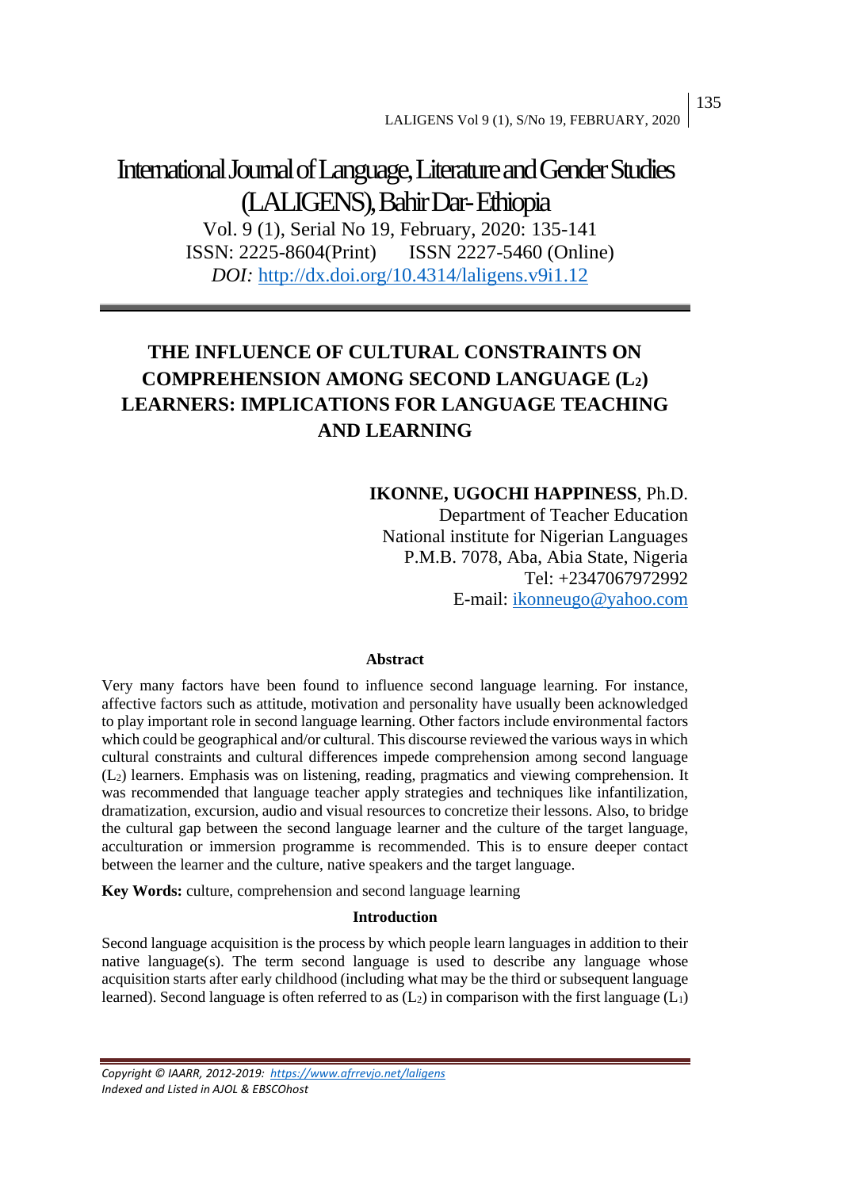# International Journal of Language, Literature and Gender Studies (LALIGENS), Bahir Dar- Ethiopia

Vol. 9 (1), Serial No 19, February, 2020: 135-141
ISSN: 2225-8604(Print) ISSN 2227-5460 (Online)
*DOI:* http://dx.doi.org/10.4314/laligens.v9i1.12

## THE INFLUENCE OF CULTURAL CONSTRAINTS ON COMPREHENSION AMONG SECOND LANGUAGE ($L_2$) LEARNERS: IMPLICATIONS FOR LANGUAGE TEACHING AND LEARNING

**IKONNE, UGOCHI HAPPINESS**, Ph.D.
Department of Teacher Education
National institute for Nigerian Languages
P.M.B. 7078, Aba, Abia State, Nigeria
Tel: +2347067972992
E-mail: ikonneugo@yahoo.com

### Abstract

Very many factors have been found to influence second language learning. For instance, affective factors such as attitude, motivation and personality have usually been acknowledged to play important role in second language learning. Other factors include environmental factors which could be geographical and/or cultural. This discourse reviewed the various ways in which cultural constraints and cultural differences impede comprehension among second language ($L_2$) learners. Emphasis was on listening, reading, pragmatics and viewing comprehension. It was recommended that language teacher apply strategies and techniques like infantilization, dramatization, excursion, audio and visual resources to concretize their lessons. Also, to bridge the cultural gap between the second language learner and the culture of the target language, acculturation or immersion programme is recommended. This is to ensure deeper contact between the learner and the culture, native speakers and the target language.

**Key Words:** culture, comprehension and second language learning

### Introduction

Second language acquisition is the process by which people learn languages in addition to their native language(s). The term second language is used to describe any language whose acquisition starts after early childhood (including what may be the third or subsequent language learned). Second language is often referred to as ($L_2$) in comparison with the first language ($L_1$)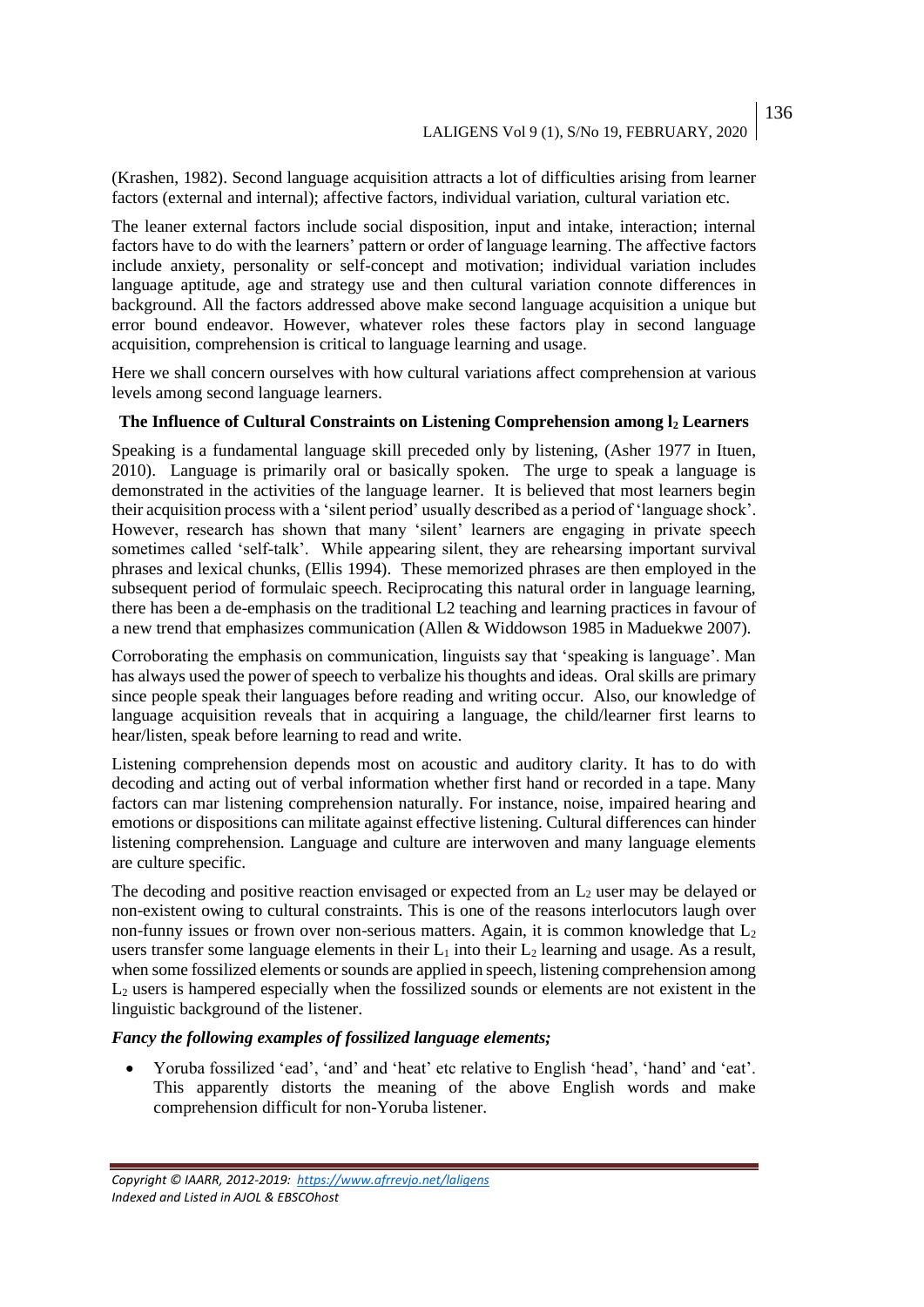(Krashen, 1982). Second language acquisition attracts a lot of difficulties arising from learner factors (external and internal); affective factors, individual variation, cultural variation etc.

The leaner external factors include social disposition, input and intake, interaction; internal factors have to do with the learners' pattern or order of language learning. The affective factors include anxiety, personality or self-concept and motivation; individual variation includes language aptitude, age and strategy use and then cultural variation connote differences in background. All the factors addressed above make second language acquisition a unique but error bound endeavor. However, whatever roles these factors play in second language acquisition, comprehension is critical to language learning and usage.

Here we shall concern ourselves with how cultural variations affect comprehension at various levels among second language learners.

### The Influence of Cultural Constraints on Listening Comprehension among $l_2$ Learners

Speaking is a fundamental language skill preceded only by listening, (Asher 1977 in Ituen, 2010). Language is primarily oral or basically spoken. The urge to speak a language is demonstrated in the activities of the language learner. It is believed that most learners begin their acquisition process with a 'silent period' usually described as a period of 'language shock'. However, research has shown that many 'silent' learners are engaging in private speech sometimes called 'self-talk'. While appearing silent, they are rehearsing important survival phrases and lexical chunks, (Ellis 1994). These memorized phrases are then employed in the subsequent period of formulaic speech. Reciprocating this natural order in language learning, there has been a de-emphasis on the traditional L2 teaching and learning practices in favour of a new trend that emphasizes communication (Allen & Widdowson 1985 in Maduekwe 2007).

Corroborating the emphasis on communication, linguists say that 'speaking is language'. Man has always used the power of speech to verbalize his thoughts and ideas. Oral skills are primary since people speak their languages before reading and writing occur. Also, our knowledge of language acquisition reveals that in acquiring a language, the child/learner first learns to hear/listen, speak before learning to read and write.

Listening comprehension depends most on acoustic and auditory clarity. It has to do with decoding and acting out of verbal information whether first hand or recorded in a tape. Many factors can mar listening comprehension naturally. For instance, noise, impaired hearing and emotions or dispositions can militate against effective listening. Cultural differences can hinder listening comprehension. Language and culture are interwoven and many language elements are culture specific.

The decoding and positive reaction envisaged or expected from an $L_2$ user may be delayed or non-existent owing to cultural constraints. This is one of the reasons interlocutors laugh over non-funny issues or frown over non-serious matters. Again, it is common knowledge that $L_2$ users transfer some language elements in their $L_1$ into their $L_2$ learning and usage. As a result, when some fossilized elements or sounds are applied in speech, listening comprehension among $L_2$ users is hampered especially when the fossilized sounds or elements are not existent in the linguistic background of the listener.

***Fancy the following examples of fossilized language elements;***

- Yoruba fossilized 'ead', 'and' and 'heat' etc relative to English 'head', 'hand' and 'eat'. This apparently distorts the meaning of the above English words and make comprehension difficult for non-Yoruba listener.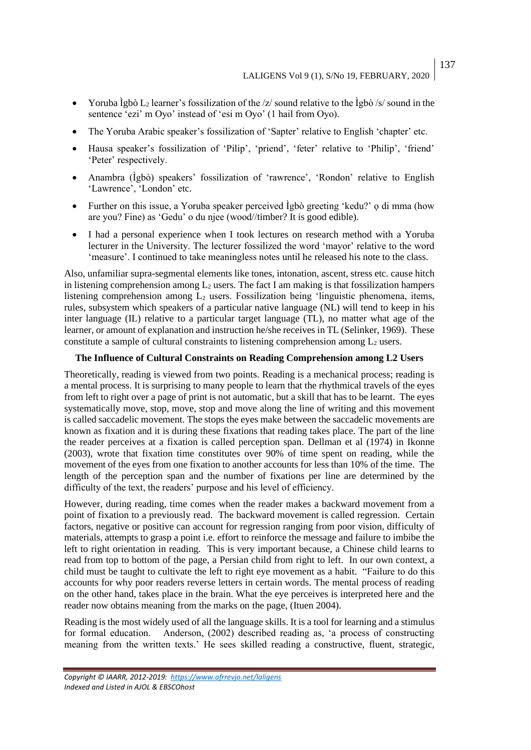- Yoruba Ìgbò $L_2$ learner's fossilization of the /z/ sound relative to the Ìgbò /s/ sound in the sentence 'ezi' m Oyo' instead of 'esi m Oyo' (1 hail from Oyo).
- The Yoruba Arabic speaker's fossilization of 'Sapter' relative to English 'chapter' etc.
- Hausa speaker's fossilization of 'Pilip', 'priend', 'feter' relative to 'Philip', 'friend' 'Peter' respectively.
- Anambra (Ìgbò) speakers' fossilization of 'rawrence', 'Rondon' relative to English 'Lawrence', 'London' etc.
- Further on this issue, a Yoruba speaker perceived Ìgbò greeting 'kedu?' ọ di mma (how are you? Fine) as 'Gedu' o du njee (wood//timber? It is good edible).
- I had a personal experience when I took lectures on research method with a Yoruba lecturer in the University. The lecturer fossilized the word 'mayor' relative to the word 'measure'. I continued to take meaningless notes until he released his note to the class.

Also, unfamiliar supra-segmental elements like tones, intonation, ascent, stress etc. cause hitch in listening comprehension among $L_2$ users. The fact I am making is that fossilization hampers listening comprehension among $L_2$ users. Fossilization being 'linguistic phenomena, items, rules, subsystem which speakers of a particular native language (NL) will tend to keep in his inter language (IL) relative to a particular target language (TL), no matter what age of the learner, or amount of explanation and instruction he/she receives in TL (Selinker, 1969). These constitute a sample of cultural constraints to listening comprehension among $L_2$ users.

### The Influence of Cultural Constraints on Reading Comprehension among L2 Users

Theoretically, reading is viewed from two points. Reading is a mechanical process; reading is a mental process. It is surprising to many people to learn that the rhythmical travels of the eyes from left to right over a page of print is not automatic, but a skill that has to be learnt. The eyes systematically move, stop, move, stop and move along the line of writing and this movement is called saccadelic movement. The stops the eyes make between the saccadelic movements are known as fixation and it is during these fixations that reading takes place. The part of the line the reader perceives at a fixation is called perception span. Dellman et al (1974) in Ikonne (2003), wrote that fixation time constitutes over 90% of time spent on reading, while the movement of the eyes from one fixation to another accounts for less than 10% of the time. The length of the perception span and the number of fixations per line are determined by the difficulty of the text, the readers' purpose and his level of efficiency.

However, during reading, time comes when the reader makes a backward movement from a point of fixation to a previously read. The backward movement is called regression. Certain factors, negative or positive can account for regression ranging from poor vision, difficulty of materials, attempts to grasp a point i.e. effort to reinforce the message and failure to imbibe the left to right orientation in reading. This is very important because, a Chinese child learns to read from top to bottom of the page, a Persian child from right to left. In our own context, a child must be taught to cultivate the left to right eye movement as a habit. "Failure to do this accounts for why poor readers reverse letters in certain words. The mental process of reading on the other hand, takes place in the brain. What the eye perceives is interpreted here and the reader now obtains meaning from the marks on the page, (Ituen 2004).

Reading is the most widely used of all the language skills. It is a tool for learning and a stimulus for formal education. Anderson, (2002) described reading as, 'a process of constructing meaning from the written texts.' He sees skilled reading a constructive, fluent, strategic,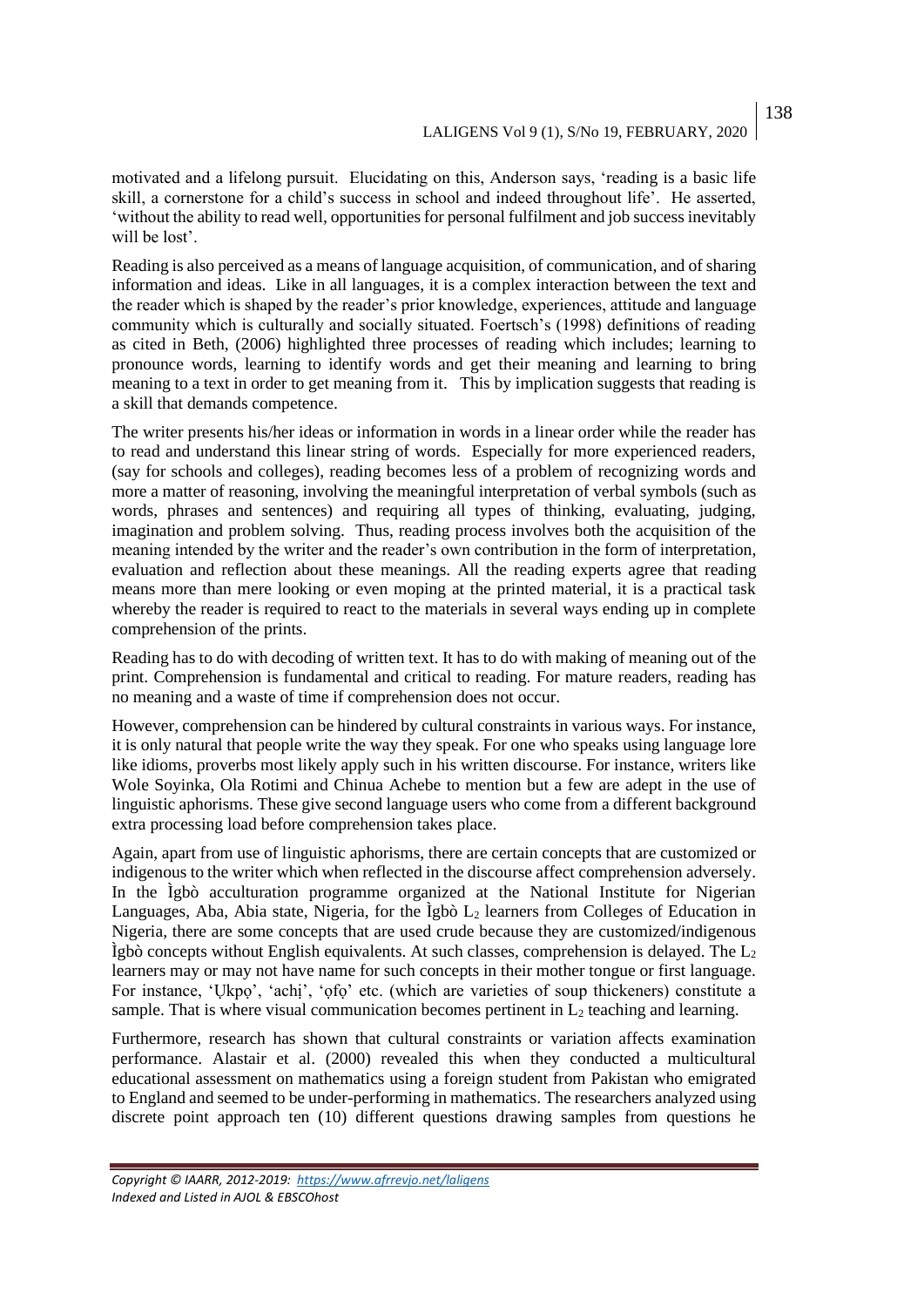motivated and a lifelong pursuit. Elucidating on this, Anderson says, 'reading is a basic life skill, a cornerstone for a child's success in school and indeed throughout life'. He asserted, 'without the ability to read well, opportunities for personal fulfilment and job success inevitably will be lost'.

Reading is also perceived as a means of language acquisition, of communication, and of sharing information and ideas. Like in all languages, it is a complex interaction between the text and the reader which is shaped by the reader's prior knowledge, experiences, attitude and language community which is culturally and socially situated. Foertsch's (1998) definitions of reading as cited in Beth, (2006) highlighted three processes of reading which includes; learning to pronounce words, learning to identify words and get their meaning and learning to bring meaning to a text in order to get meaning from it. This by implication suggests that reading is a skill that demands competence.

The writer presents his/her ideas or information in words in a linear order while the reader has to read and understand this linear string of words. Especially for more experienced readers, (say for schools and colleges), reading becomes less of a problem of recognizing words and more a matter of reasoning, involving the meaningful interpretation of verbal symbols (such as words, phrases and sentences) and requiring all types of thinking, evaluating, judging, imagination and problem solving. Thus, reading process involves both the acquisition of the meaning intended by the writer and the reader's own contribution in the form of interpretation, evaluation and reflection about these meanings. All the reading experts agree that reading means more than mere looking or even moping at the printed material, it is a practical task whereby the reader is required to react to the materials in several ways ending up in complete comprehension of the prints.

Reading has to do with decoding of written text. It has to do with making of meaning out of the print. Comprehension is fundamental and critical to reading. For mature readers, reading has no meaning and a waste of time if comprehension does not occur.

However, comprehension can be hindered by cultural constraints in various ways. For instance, it is only natural that people write the way they speak. For one who speaks using language lore like idioms, proverbs most likely apply such in his written discourse. For instance, writers like Wole Soyinka, Ola Rotimi and Chinua Achebe to mention but a few are adept in the use of linguistic aphorisms. These give second language users who come from a different background extra processing load before comprehension takes place.

Again, apart from use of linguistic aphorisms, there are certain concepts that are customized or indigenous to the writer which when reflected in the discourse affect comprehension adversely. In the Ìgbò acculturation programme organized at the National Institute for Nigerian Languages, Aba, Abia state, Nigeria, for the Ìgbò $L_2$ learners from Colleges of Education in Nigeria, there are some concepts that are used crude because they are customized/indigenous Ìgbò concepts without English equivalents. At such classes, comprehension is delayed. The $L_2$ learners may or may not have name for such concepts in their mother tongue or first language. For instance, 'Ụkpọ', 'achị', 'ọfọ' etc. (which are varieties of soup thickeners) constitute a sample. That is where visual communication becomes pertinent in $L_2$ teaching and learning.

Furthermore, research has shown that cultural constraints or variation affects examination performance. Alastair et al. (2000) revealed this when they conducted a multicultural educational assessment on mathematics using a foreign student from Pakistan who emigrated to England and seemed to be under-performing in mathematics. The researchers analyzed using discrete point approach ten (10) different questions drawing samples from questions he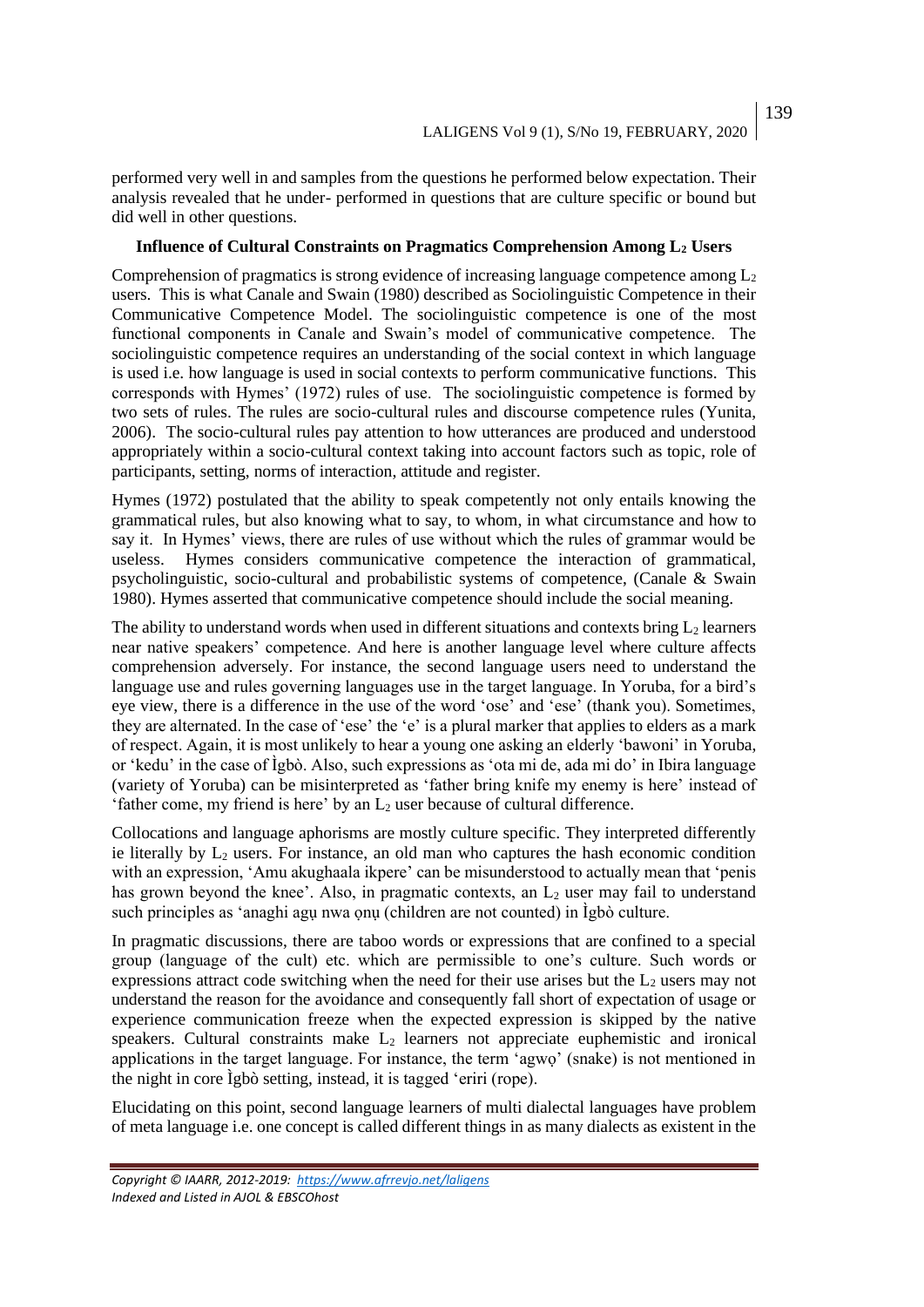performed very well in and samples from the questions he performed below expectation. Their analysis revealed that he under- performed in questions that are culture specific or bound but did well in other questions.

**Influence of Cultural Constraints on Pragmatics Comprehension Among $L_2$ Users**

Comprehension of pragmatics is strong evidence of increasing language competence among $L_2$ users. This is what Canale and Swain (1980) described as Sociolinguistic Competence in their Communicative Competence Model. The sociolinguistic competence is one of the most functional components in Canale and Swain's model of communicative competence. The sociolinguistic competence requires an understanding of the social context in which language is used i.e. how language is used in social contexts to perform communicative functions. This corresponds with Hymes' (1972) rules of use. The sociolinguistic competence is formed by two sets of rules. The rules are socio-cultural rules and discourse competence rules (Yunita, 2006). The socio-cultural rules pay attention to how utterances are produced and understood appropriately within a socio-cultural context taking into account factors such as topic, role of participants, setting, norms of interaction, attitude and register.

Hymes (1972) postulated that the ability to speak competently not only entails knowing the grammatical rules, but also knowing what to say, to whom, in what circumstance and how to say it. In Hymes' views, there are rules of use without which the rules of grammar would be useless. Hymes considers communicative competence the interaction of grammatical, psycholinguistic, socio-cultural and probabilistic systems of competence, (Canale & Swain 1980). Hymes asserted that communicative competence should include the social meaning.

The ability to understand words when used in different situations and contexts bring $L_2$ learners near native speakers' competence. And here is another language level where culture affects comprehension adversely. For instance, the second language users need to understand the language use and rules governing languages use in the target language. In Yoruba, for a bird's eye view, there is a difference in the use of the word 'ose' and 'ese' (thank you). Sometimes, they are alternated. In the case of 'ese' the 'e' is a plural marker that applies to elders as a mark of respect. Again, it is most unlikely to hear a young one asking an elderly 'bawoni' in Yoruba, or 'kedu' in the case of Ìgbò. Also, such expressions as 'ota mi de, ada mi do' in Ibira language (variety of Yoruba) can be misinterpreted as 'father bring knife my enemy is here' instead of 'father come, my friend is here' by an $L_2$ user because of cultural difference.

Collocations and language aphorisms are mostly culture specific. They interpreted differently ie literally by $L_2$ users. For instance, an old man who captures the hash economic condition with an expression, 'Amu akughaala ikpere' can be misunderstood to actually mean that 'penis has grown beyond the knee'. Also, in pragmatic contexts, an $L_2$ user may fail to understand such principles as 'anaghi agụ nwa ọnụ (children are not counted) in Ìgbò culture.

In pragmatic discussions, there are taboo words or expressions that are confined to a special group (language of the cult) etc. which are permissible to one's culture. Such words or expressions attract code switching when the need for their use arises but the $L_2$ users may not understand the reason for the avoidance and consequently fall short of expectation of usage or experience communication freeze when the expected expression is skipped by the native speakers. Cultural constraints make $L_2$ learners not appreciate euphemistic and ironical applications in the target language. For instance, the term 'agwọ' (snake) is not mentioned in the night in core Ìgbò setting, instead, it is tagged 'eriri (rope).

Elucidating on this point, second language learners of multi dialectal languages have problem of meta language i.e. one concept is called different things in as many dialects as existent in the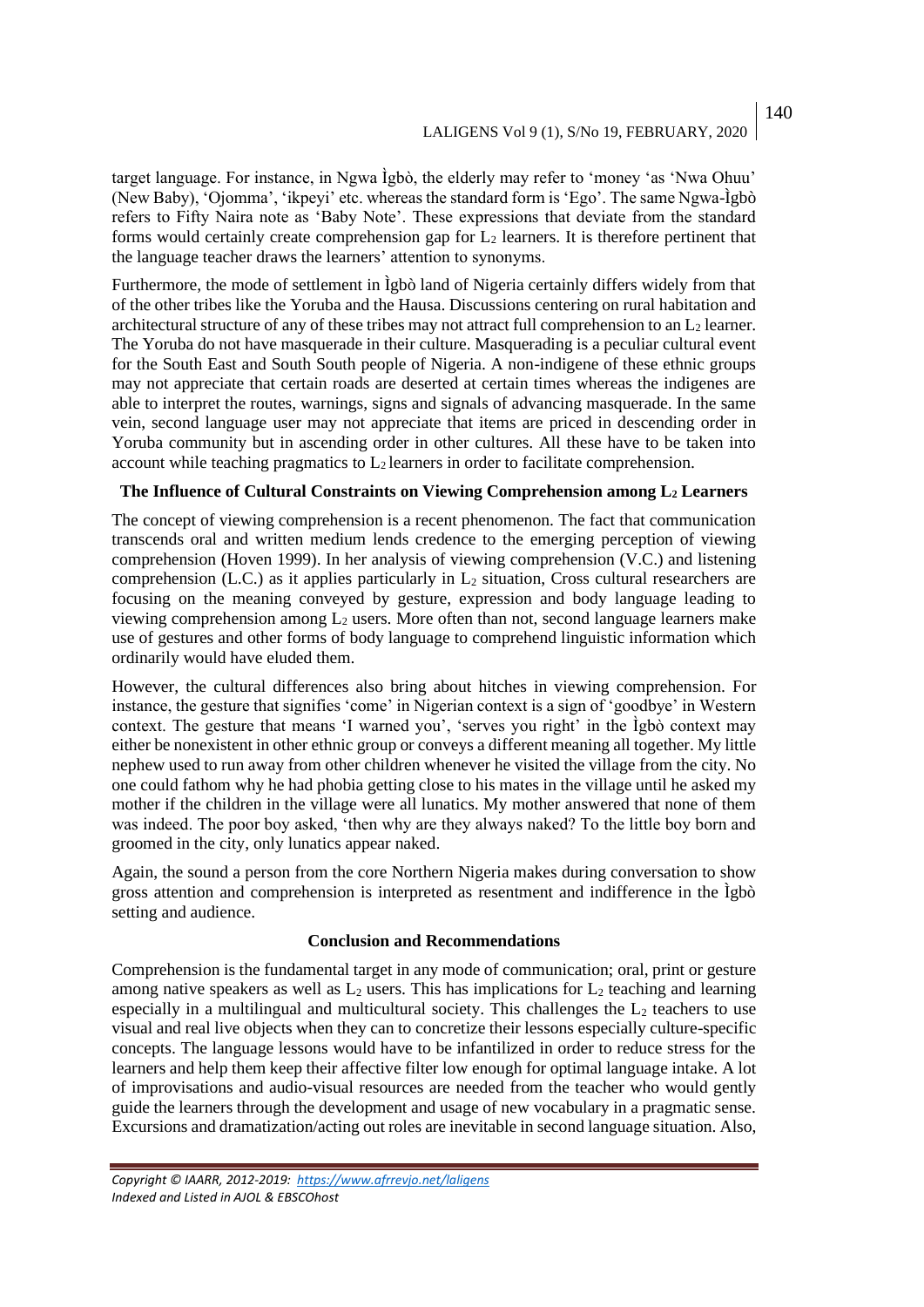target language. For instance, in Ngwa Ìgbò, the elderly may refer to 'money 'as 'Nwa Ohuu' (New Baby), 'Ojomma', 'ikpeyi' etc. whereas the standard form is 'Ego'. The same Ngwa-Ìgbò refers to Fifty Naira note as 'Baby Note'. These expressions that deviate from the standard forms would certainly create comprehension gap for $L_2$ learners. It is therefore pertinent that the language teacher draws the learners' attention to synonyms.

Furthermore, the mode of settlement in Ìgbò land of Nigeria certainly differs widely from that of the other tribes like the Yoruba and the Hausa. Discussions centering on rural habitation and architectural structure of any of these tribes may not attract full comprehension to an $L_2$ learner. The Yoruba do not have masquerade in their culture. Masquerading is a peculiar cultural event for the South East and South South people of Nigeria. A non-indigene of these ethnic groups may not appreciate that certain roads are deserted at certain times whereas the indigenes are able to interpret the routes, warnings, signs and signals of advancing masquerade. In the same vein, second language user may not appreciate that items are priced in descending order in Yoruba community but in ascending order in other cultures. All these have to be taken into account while teaching pragmatics to $L_2$ learners in order to facilitate comprehension.

## The Influence of Cultural Constraints on Viewing Comprehension among $L_2$ Learners

The concept of viewing comprehension is a recent phenomenon. The fact that communication transcends oral and written medium lends credence to the emerging perception of viewing comprehension (Hoven 1999). In her analysis of viewing comprehension (V.C.) and listening comprehension (L.C.) as it applies particularly in $L_2$ situation, Cross cultural researchers are focusing on the meaning conveyed by gesture, expression and body language leading to viewing comprehension among $L_2$ users. More often than not, second language learners make use of gestures and other forms of body language to comprehend linguistic information which ordinarily would have eluded them.

However, the cultural differences also bring about hitches in viewing comprehension. For instance, the gesture that signifies 'come' in Nigerian context is a sign of 'goodbye' in Western context. The gesture that means 'I warned you', 'serves you right' in the Ìgbò context may either be nonexistent in other ethnic group or conveys a different meaning all together. My little nephew used to run away from other children whenever he visited the village from the city. No one could fathom why he had phobia getting close to his mates in the village until he asked my mother if the children in the village were all lunatics. My mother answered that none of them was indeed. The poor boy asked, 'then why are they always naked? To the little boy born and groomed in the city, only lunatics appear naked.

Again, the sound a person from the core Northern Nigeria makes during conversation to show gross attention and comprehension is interpreted as resentment and indifference in the Ìgbò setting and audience.

## Conclusion and Recommendations

Comprehension is the fundamental target in any mode of communication; oral, print or gesture among native speakers as well as $L_2$ users. This has implications for $L_2$ teaching and learning especially in a multilingual and multicultural society. This challenges the $L_2$ teachers to use visual and real live objects when they can to concretize their lessons especially culture-specific concepts. The language lessons would have to be infantilized in order to reduce stress for the learners and help them keep their affective filter low enough for optimal language intake. A lot of improvisations and audio-visual resources are needed from the teacher who would gently guide the learners through the development and usage of new vocabulary in a pragmatic sense. Excursions and dramatization/acting out roles are inevitable in second language situation. Also,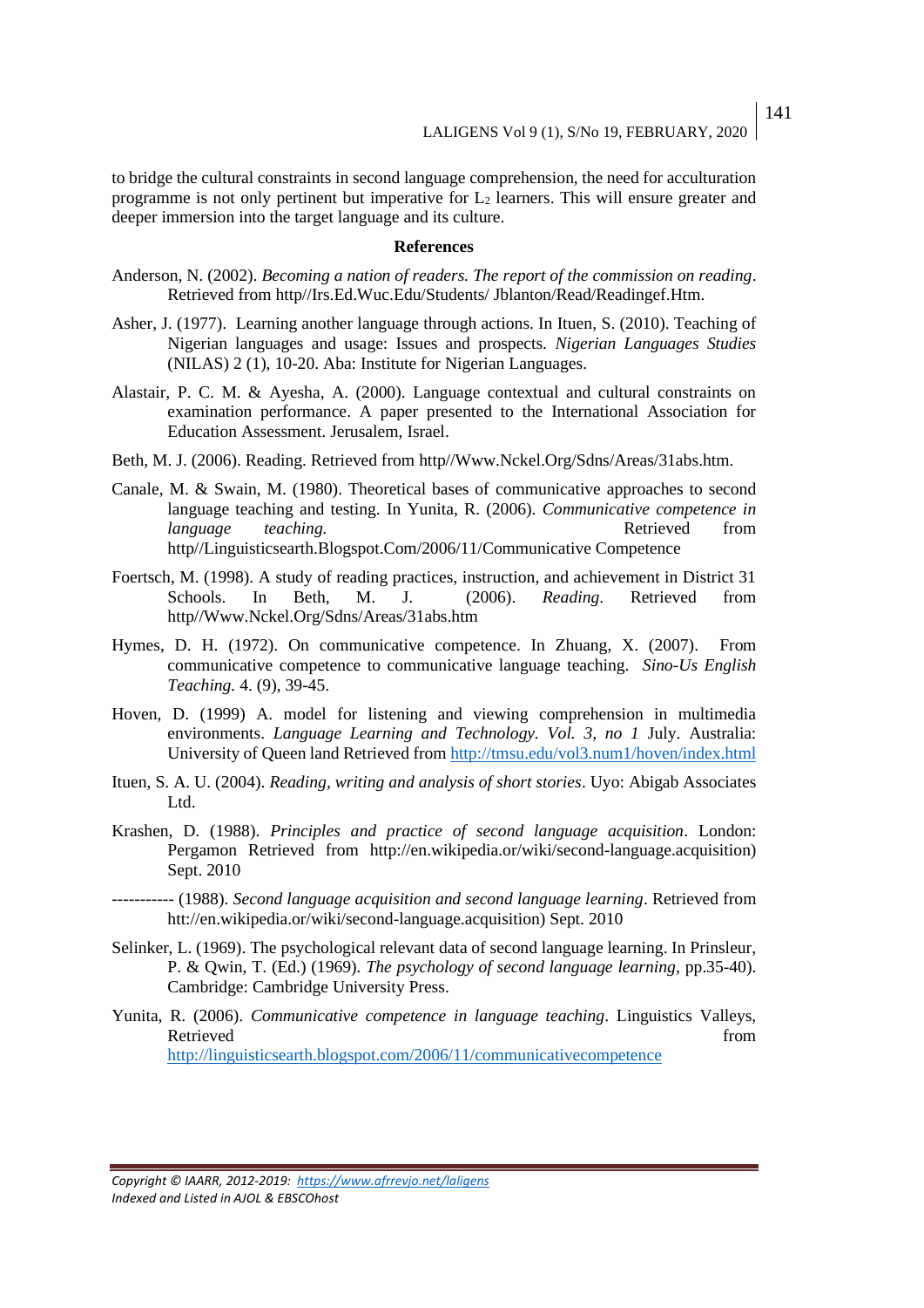to bridge the cultural constraints in second language comprehension, the need for acculturation programme is not only pertinent but imperative for $L_2$ learners. This will ensure greater and deeper immersion into the target language and its culture.

## References

Anderson, N. (2002). *Becoming a nation of readers. The report of the commission on reading*. Retrieved from http//Irs.Ed.Wuc.Edu/Students/ Jblanton/Read/Readingef.Htm.

Asher, J. (1977). Learning another language through actions. In Ituen, S. (2010). Teaching of Nigerian languages and usage: Issues and prospects. *Nigerian Languages Studies* (NILAS) 2 (1), 10-20. Aba: Institute for Nigerian Languages.

Alastair, P. C. M. & Ayesha, A. (2000). Language contextual and cultural constraints on examination performance. A paper presented to the International Association for Education Assessment. Jerusalem, Israel.

Beth, M. J. (2006). Reading. Retrieved from http//Www.Nckel.Org/Sdns/Areas/31abs.htm.

Canale, M. & Swain, M. (1980). Theoretical bases of communicative approaches to second language teaching and testing. In Yunita, R. (2006). *Communicative competence in language teaching.* Retrieved from http//Linguisticsearth.Blogspot.Com/2006/11/Communicative Competence

Foertsch, M. (1998). A study of reading practices, instruction, and achievement in District 31 Schools. In Beth, M. J. (2006). *Reading.* Retrieved from http//Www.Nckel.Org/Sdns/Areas/31abs.htm

Hymes, D. H. (1972). On communicative competence. In Zhuang, X. (2007). From communicative competence to communicative language teaching. *Sino-Us English Teaching.* 4. (9), 39-45.

Hoven, D. (1999) A. model for listening and viewing comprehension in multimedia environments. *Language Learning and Technology. Vol. 3, no 1* July. Australia: University of Queen land Retrieved from http://tmsu.edu/vol3.num1/hoven/index.html

Ituen, S. A. U. (2004). *Reading, writing and analysis of short stories*. Uyo: Abigab Associates Ltd.

Krashen, D. (1988). *Principles and practice of second language acquisition*. London: Pergamon Retrieved from http://en.wikipedia.or/wiki/second-language.acquisition) Sept. 2010

----------- (1988). *Second language acquisition and second language learning*. Retrieved from htt://en.wikipedia.or/wiki/second-language.acquisition) Sept. 2010

Selinker, L. (1969). The psychological relevant data of second language learning. In Prinsleur, P. & Qwin, T. (Ed.) (1969). *The psychology of second language learning*, pp.35-40). Cambridge: Cambridge University Press.

Yunita, R. (2006). *Communicative competence in language teaching*. Linguistics Valleys, Retrieved from http://linguisticsearth.blogspot.com/2006/11/communicativecompetence